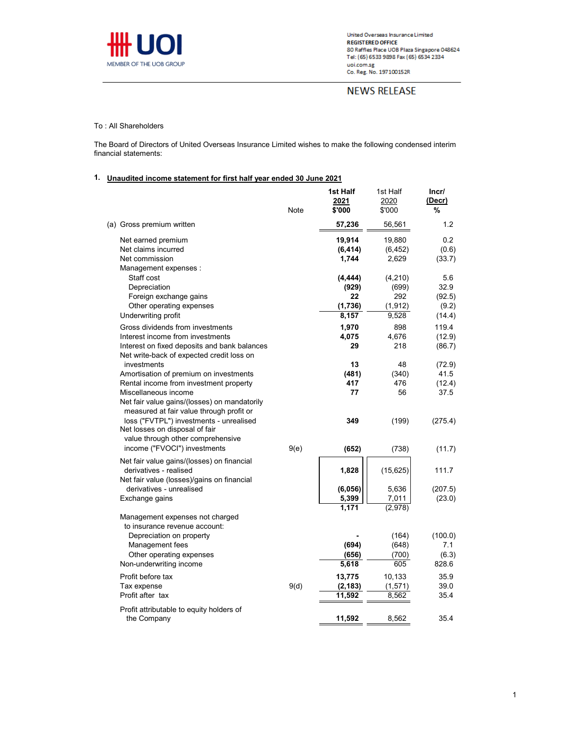UOI

MEMBER OF THE UOB GROUP

United Overseas Insurance Limited
**REGISTERED OFFICE**
80 Raffles Place UOB Plaza Singapore 048624
Tel: (65) 6533 9898 Fax (65) 6534 2334
uoi.com.sg
Co. Reg. No. 197100152R

NEWS RELEASE

To : All Shareholders

The Board of Directors of United Overseas Insurance Limited wishes to make the following condensed interim financial statements:

## 1. Unaudited income statement for first half year ended 30 June 2021

| | Note | 1st Half 2021 $'000 | 1st Half 2020 $'000 | Incr/ (Decr) % |
|---|---|---|---|---|
| (a) Gross premium written | | **57,236** | 56,561 | 1.2 |
| Net earned premium | | **19,914** | 19,880 | 0.2 |
| Net claims incurred | | **(6,414)** | (6,452) | (0.6) |
| Net commission | | **1,744** | 2,629 | (33.7) |
| Management expenses : | | | | |
| Staff cost | | **(4,444)** | (4,210) | 5.6 |
| Depreciation | | **(929)** | (699) | 32.9 |
| Foreign exchange gains | | **22** | 292 | (92.5) |
| Other operating expenses | | **(1,736)** | (1,912) | (9.2) |
| Underwriting profit | | **8,157** | 9,528 | (14.4) |
| Gross dividends from investments | | **1,970** | 898 | 119.4 |
| Interest income from investments | | **4,075** | 4,676 | (12.9) |
| Interest on fixed deposits and bank balances | | **29** | 218 | (86.7) |
| Net write-back of expected credit loss on investments | | **13** | 48 | (72.9) |
| Amortisation of premium on investments | | **(481)** | (340) | 41.5 |
| Rental income from investment property | | **417** | 476 | (12.4) |
| Miscellaneous income | | **77** | 56 | 37.5 |
| Net fair value gains/(losses) on mandatorily measured at fair value through profit or loss ("FVTPL") investments - unrealised | | **349** | (199) | (275.4) |
| Net losses on disposal of fair value through other comprehensive income ("FVOCI") investments | 9(e) | **(652)** | (738) | (11.7) |
| Net fair value gains/(losses) on financial derivatives - realised | | **1,828** | (15,625) | 111.7 |
| Net fair value (losses)/gains on financial derivatives - unrealised | | **(6,056)** | 5,636 | (207.5) |
| Exchange gains | | **5,399** | 7,011 | (23.0) |
| | | **1,171** | (2,978) | |
| Management expenses not charged to insurance revenue account: | | | | |
| Depreciation on property | | **-** | (164) | (100.0) |
| Management fees | | **(694)** | (648) | 7.1 |
| Other operating expenses | | **(656)** | (700) | (6.3) |
| Non-underwriting income | | **5,618** | 605 | 828.6 |
| Profit before tax | | **13,775** | 10,133 | 35.9 |
| Tax expense | 9(d) | **(2,183)** | (1,571) | 39.0 |
| Profit after tax | | **11,592** | 8,562 | 35.4 |
| Profit attributable to equity holders of the Company | | **11,592** | 8,562 | 35.4 |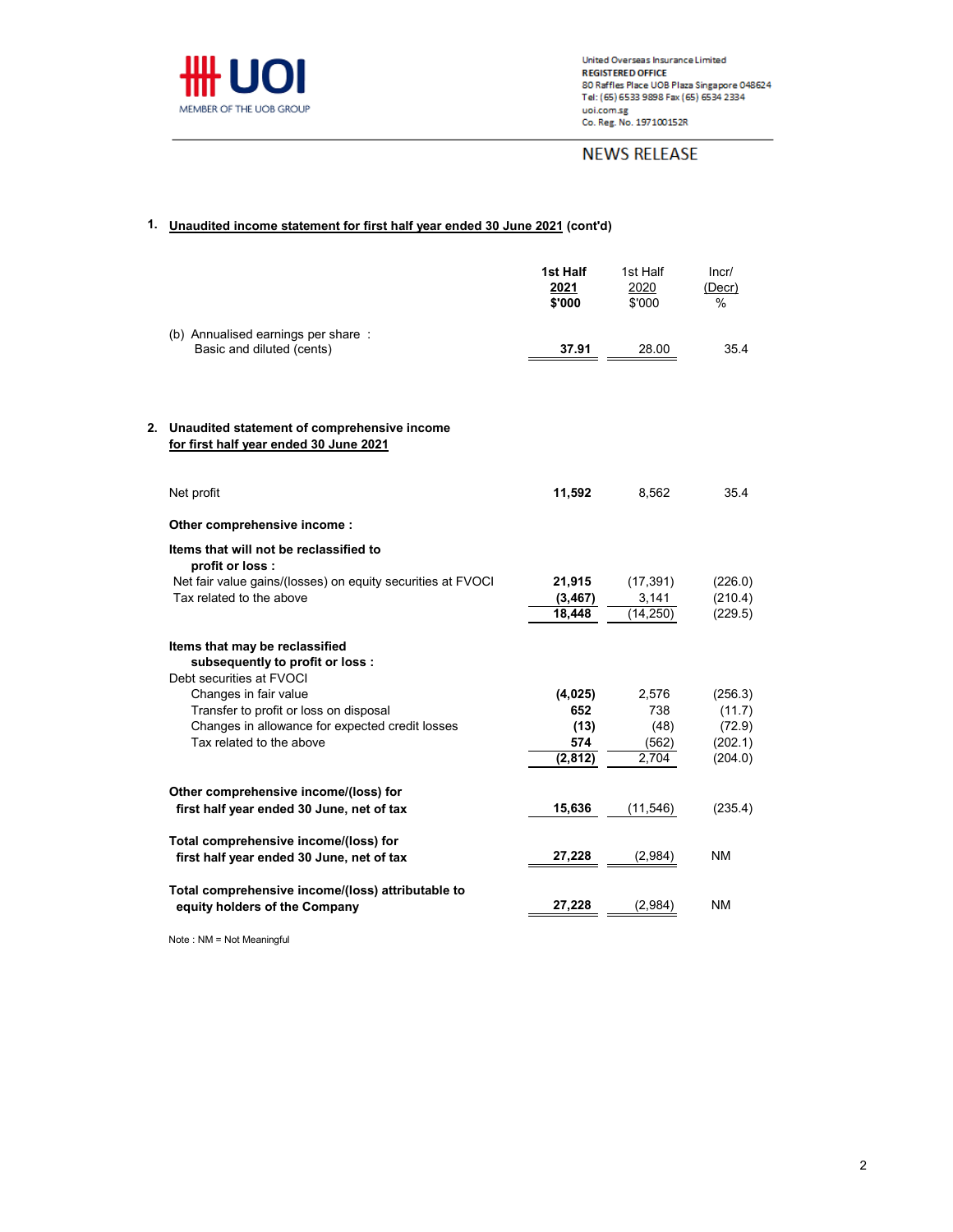United Overseas Insurance Limited
**REGISTERED OFFICE**
80 Raffles Place UOB Plaza Singapore 048624
Tel: (65) 6533 9898 Fax (65) 6534 2334
uoi.com.sg
Co. Reg. No. 197100152R

NEWS RELEASE

## 1. Unaudited income statement for first half year ended 30 June 2021 (cont'd)

| | 1st Half 2021 $'000 | 1st Half 2020 $'000 | Incr/ (Decr) % |
|---|---|---|---|
| (b) Annualised earnings per share : Basic and diluted (cents) | **37.91** | 28.00 | 35.4 |

## 2. Unaudited statement of comprehensive income for first half year ended 30 June 2021

| | 1st Half 2021 $'000 | 1st Half 2020 $'000 | Incr/ (Decr) % |
|---|---|---|---|
| Net profit | **11,592** | 8,562 | 35.4 |
| **Other comprehensive income :** | | | |
| **Items that will not be reclassified to profit or loss :** | | | |
| Net fair value gains/(losses) on equity securities at FVOCI | **21,915** | (17,391) | (226.0) |
| Tax related to the above | **(3,467)** | 3,141 | (210.4) |
| | **18,448** | (14,250) | (229.5) |
| **Items that may be reclassified subsequently to profit or loss :** | | | |
| Debt securities at FVOCI | | | |
| Changes in fair value | **(4,025)** | 2,576 | (256.3) |
| Transfer to profit or loss on disposal | **652** | 738 | (11.7) |
| Changes in allowance for expected credit losses | **(13)** | (48) | (72.9) |
| Tax related to the above | **574** | (562) | (202.1) |
| | **(2,812)** | 2,704 | (204.0) |
| **Other comprehensive income/(loss) for first half year ended 30 June, net of tax** | **15,636** | (11,546) | (235.4) |
| **Total comprehensive income/(loss) for first half year ended 30 June, net of tax** | **27,228** | (2,984) | NM |
| **Total comprehensive income/(loss) attributable to equity holders of the Company** | **27,228** | (2,984) | NM |

Note : NM = Not Meaningful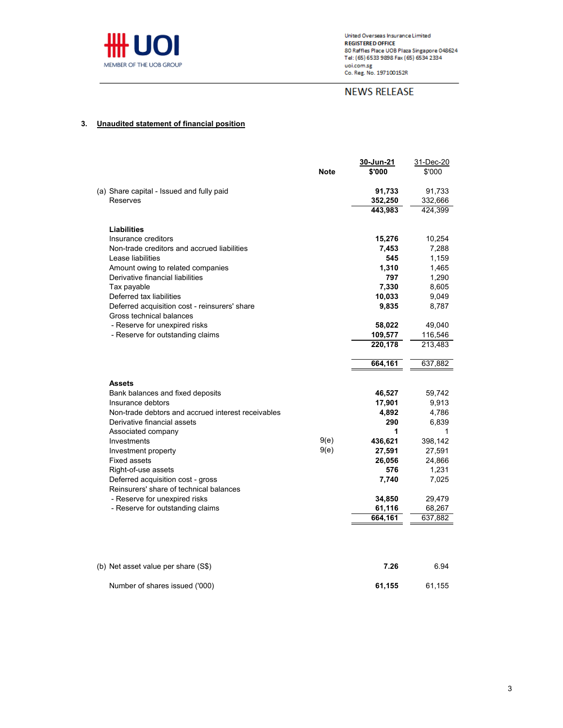United Overseas Insurance Limited
**REGISTERED OFFICE**
80 Raffles Place UOB Plaza Singapore 048624
Tel: (65) 6533 9898 Fax (65) 6534 2334
uoi.com.sg
Co. Reg. No. 197100152R

NEWS RELEASE

### 3. Unaudited statement of financial position

| | Note | 30-Jun-21 $'000 | 31-Dec-20 $'000 |
|---|---|---|---|
| (a) Share capital - Issued and fully paid | | **91,733** | 91,733 |
| Reserves | | **352,250** | 332,666 |
| | | **443,983** | 424,399 |
| **Liabilities** | | | |
| Insurance creditors | | **15,276** | 10,254 |
| Non-trade creditors and accrued liabilities | | **7,453** | 7,288 |
| Lease liabilities | | **545** | 1,159 |
| Amount owing to related companies | | **1,310** | 1,465 |
| Derivative financial liabilities | | **797** | 1,290 |
| Tax payable | | **7,330** | 8,605 |
| Deferred tax liabilities | | **10,033** | 9,049 |
| Deferred acquisition cost - reinsurers' share | | **9,835** | 8,787 |
| Gross technical balances | | | |
| - Reserve for unexpired risks | | **58,022** | 49,040 |
| - Reserve for outstanding claims | | **109,577** | 116,546 |
| | | **220,178** | 213,483 |
| | | **664,161** | 637,882 |
| **Assets** | | | |
| Bank balances and fixed deposits | | **46,527** | 59,742 |
| Insurance debtors | | **17,901** | 9,913 |
| Non-trade debtors and accrued interest receivables | | **4,892** | 4,786 |
| Derivative financial assets | | **290** | 6,839 |
| Associated company | | **1** | 1 |
| Investments | 9(e) | **436,621** | 398,142 |
| Investment property | 9(e) | **27,591** | 27,591 |
| Fixed assets | | **26,056** | 24,866 |
| Right-of-use assets | | **576** | 1,231 |
| Deferred acquisition cost - gross | | **7,740** | 7,025 |
| Reinsurers' share of technical balances | | | |
| - Reserve for unexpired risks | | **34,850** | 29,479 |
| - Reserve for outstanding claims | | **61,116** | 68,267 |
| | | **664,161** | 637,882 |

| | | 30-Jun-21 | 31-Dec-20 |
|---|---|---|---|
| (b) Net asset value per share (S$) | | **7.26** | 6.94 |
| Number of shares issued ('000) | | **61,155** | 61,155 |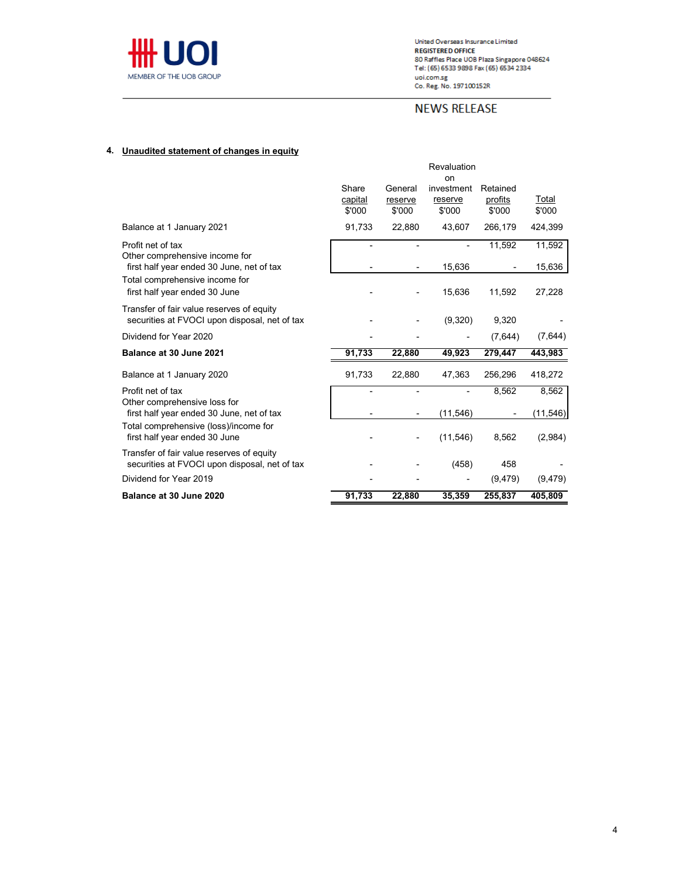United Overseas Insurance Limited
**REGISTERED OFFICE**
80 Raffles Place UOB Plaza Singapore 048624
Tel: (65) 6533 9898 Fax (65) 6534 2334
uoi.com.sg
Co. Reg. No. 197100152R

NEWS RELEASE

**4. Unaudited statement of changes in equity**

| | Share capital $'000 | General reserve $'000 | Revaluation on investment reserve $'000 | Retained profits $'000 | Total $'000 |
|---|---|---|---|---|---|
| Balance at 1 January 2021 | 91,733 | 22,880 | 43,607 | 266,179 | 424,399 |
| Profit net of tax | - | - | - | 11,592 | 11,592 |
| Other comprehensive income for first half year ended 30 June, net of tax | - | - | 15,636 | - | 15,636 |
| Total comprehensive income for first half year ended 30 June | - | - | 15,636 | 11,592 | 27,228 |
| Transfer of fair value reserves of equity securities at FVOCI upon disposal, net of tax | - | - | (9,320) | 9,320 | - |
| Dividend for Year 2020 | - | - | - | (7,644) | (7,644) |
| **Balance at 30 June 2021** | **91,733** | **22,880** | **49,923** | **279,447** | **443,983** |
| Balance at 1 January 2020 | 91,733 | 22,880 | 47,363 | 256,296 | 418,272 |
| Profit net of tax | - | - | - | 8,562 | 8,562 |
| Other comprehensive loss for first half year ended 30 June, net of tax | - | - | (11,546) | - | (11,546) |
| Total comprehensive (loss)/income for first half year ended 30 June | - | - | (11,546) | 8,562 | (2,984) |
| Transfer of fair value reserves of equity securities at FVOCI upon disposal, net of tax | - | - | (458) | 458 | - |
| Dividend for Year 2019 | - | - | - | (9,479) | (9,479) |
| **Balance at 30 June 2020** | **91,733** | **22,880** | **35,359** | **255,837** | **405,809** |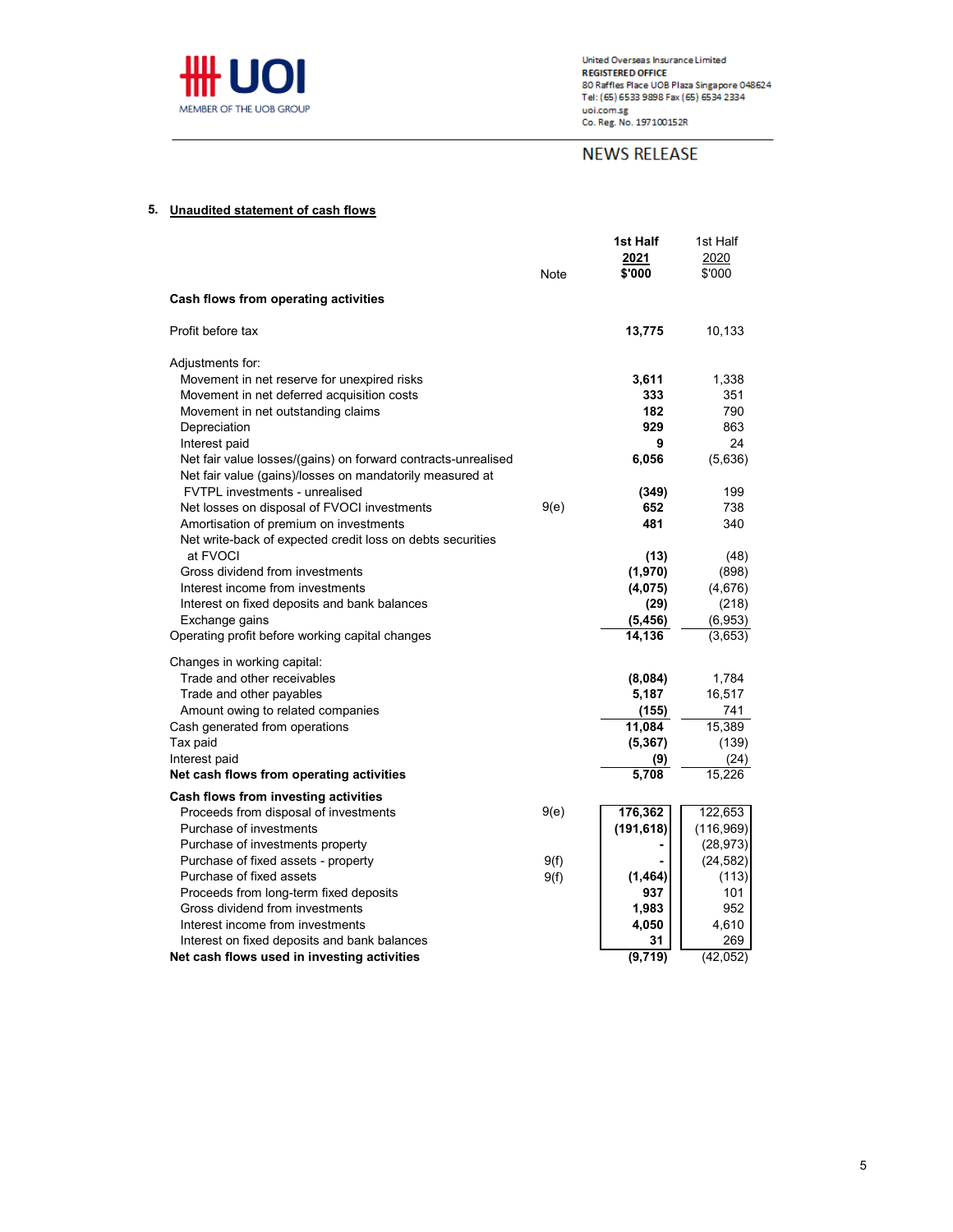United Overseas Insurance Limited
**REGISTERED OFFICE**
80 Raffles Place UOB Plaza Singapore 048624
Tel: (65) 6533 9898 Fax (65) 6534 2334
uoi.com.sg
Co. Reg. No. 197100152R

NEWS RELEASE

## 5. Unaudited statement of cash flows

| | Note | 1st Half 2021 $'000 | 1st Half 2020 $'000 |
|---|---|---|---|
| **Cash flows from operating activities** | | | |
| Profit before tax | | **13,775** | 10,133 |
| Adjustments for: | | | |
| Movement in net reserve for unexpired risks | | **3,611** | 1,338 |
| Movement in net deferred acquisition costs | | **333** | 351 |
| Movement in net outstanding claims | | **182** | 790 |
| Depreciation | | **929** | 863 |
| Interest paid | | **9** | 24 |
| Net fair value losses/(gains) on forward contracts-unrealised | | **6,056** | (5,636) |
| Net fair value (gains)/losses on mandatorily measured at FVTPL investments - unrealised | | **(349)** | 199 |
| Net losses on disposal of FVOCI investments | 9(e) | **652** | 738 |
| Amortisation of premium on investments | | **481** | 340 |
| Net write-back of expected credit loss on debts securities at FVOCI | | **(13)** | (48) |
| Gross dividend from investments | | **(1,970)** | (898) |
| Interest income from investments | | **(4,075)** | (4,676) |
| Interest on fixed deposits and bank balances | | **(29)** | (218) |
| Exchange gains | | **(5,456)** | (6,953) |
| Operating profit before working capital changes | | **14,136** | (3,653) |
| Changes in working capital: | | | |
| Trade and other receivables | | **(8,084)** | 1,784 |
| Trade and other payables | | **5,187** | 16,517 |
| Amount owing to related companies | | **(155)** | 741 |
| Cash generated from operations | | **11,084** | 15,389 |
| Tax paid | | **(5,367)** | (139) |
| Interest paid | | **(9)** | (24) |
| **Net cash flows from operating activities** | | **5,708** | 15,226 |
| **Cash flows from investing activities** | | | |
| Proceeds from disposal of investments | 9(e) | **176,362** | 122,653 |
| Purchase of investments | | **(191,618)** | (116,969) |
| Purchase of investments property | | **-** | (28,973) |
| Purchase of fixed assets - property | 9(f) | **-** | (24,582) |
| Purchase of fixed assets | 9(f) | **(1,464)** | (113) |
| Proceeds from long-term fixed deposits | | **937** | 101 |
| Gross dividend from investments | | **1,983** | 952 |
| Interest income from investments | | **4,050** | 4,610 |
| Interest on fixed deposits and bank balances | | **31** | 269 |
| **Net cash flows used in investing activities** | | **(9,719)** | (42,052) |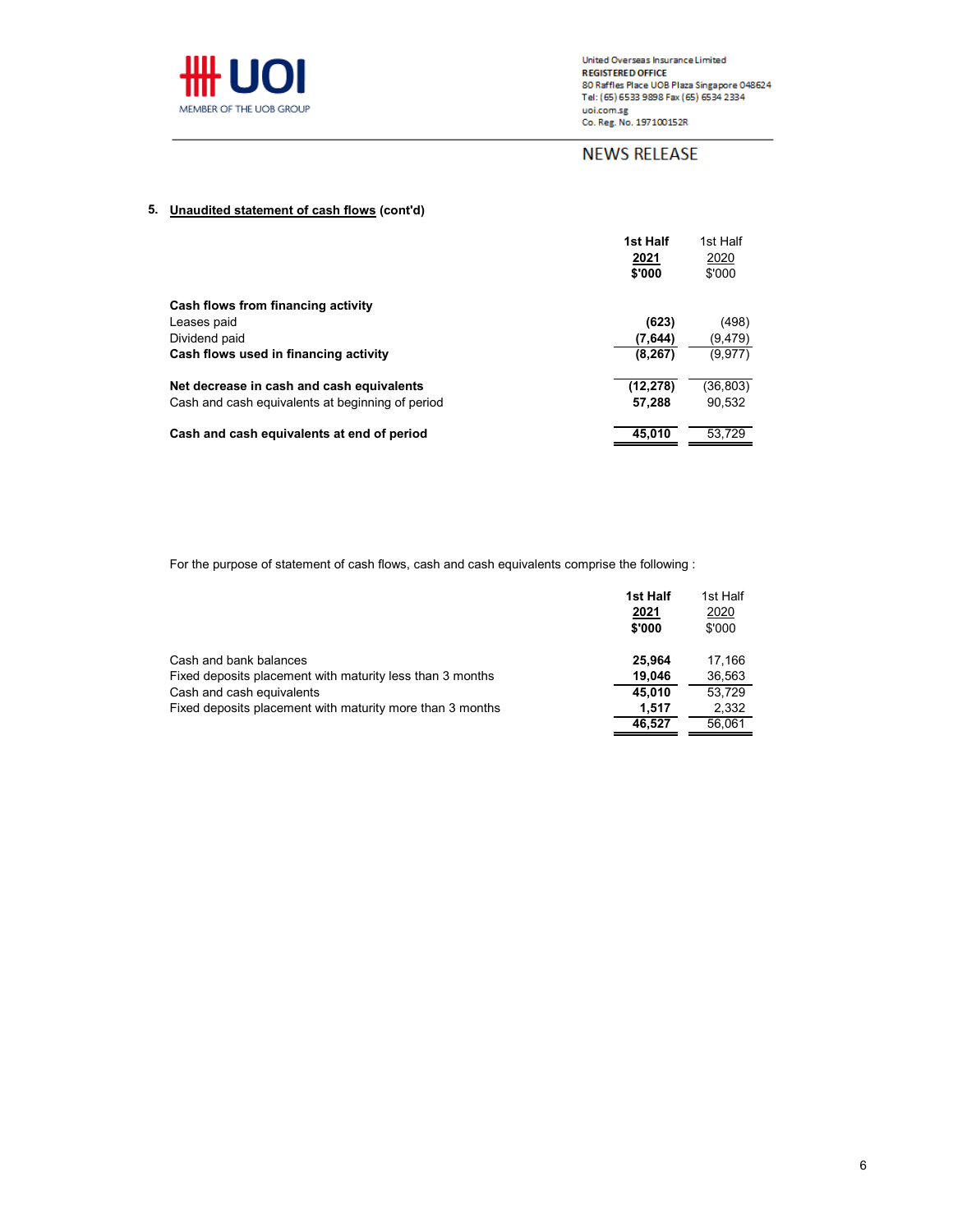### 5. Unaudited statement of cash flows (cont'd)

| | 1st Half 2021 $'000 | 1st Half 2020 $'000 |
|---|---|---|
| **Cash flows from financing activity** | | |
| Leases paid | **(623)** | (498) |
| Dividend paid | **(7,644)** | (9,479) |
| **Cash flows used in financing activity** | **(8,267)** | (9,977) |
| | | |
| **Net decrease in cash and cash equivalents** | **(12,278)** | (36,803) |
| Cash and cash equivalents at beginning of period | **57,288** | 90,532 |
| | | |
| **Cash and cash equivalents at end of period** | **45,010** | 53,729 |

For the purpose of statement of cash flows, cash and cash equivalents comprise the following :

| | 1st Half 2021 $'000 | 1st Half 2020 $'000 |
|---|---|---|
| Cash and bank balances | **25,964** | 17,166 |
| Fixed deposits placement with maturity less than 3 months | **19,046** | 36,563 |
| Cash and cash equivalents | **45,010** | 53,729 |
| Fixed deposits placement with maturity more than 3 months | **1,517** | 2,332 |
| | **46,527** | 56,061 |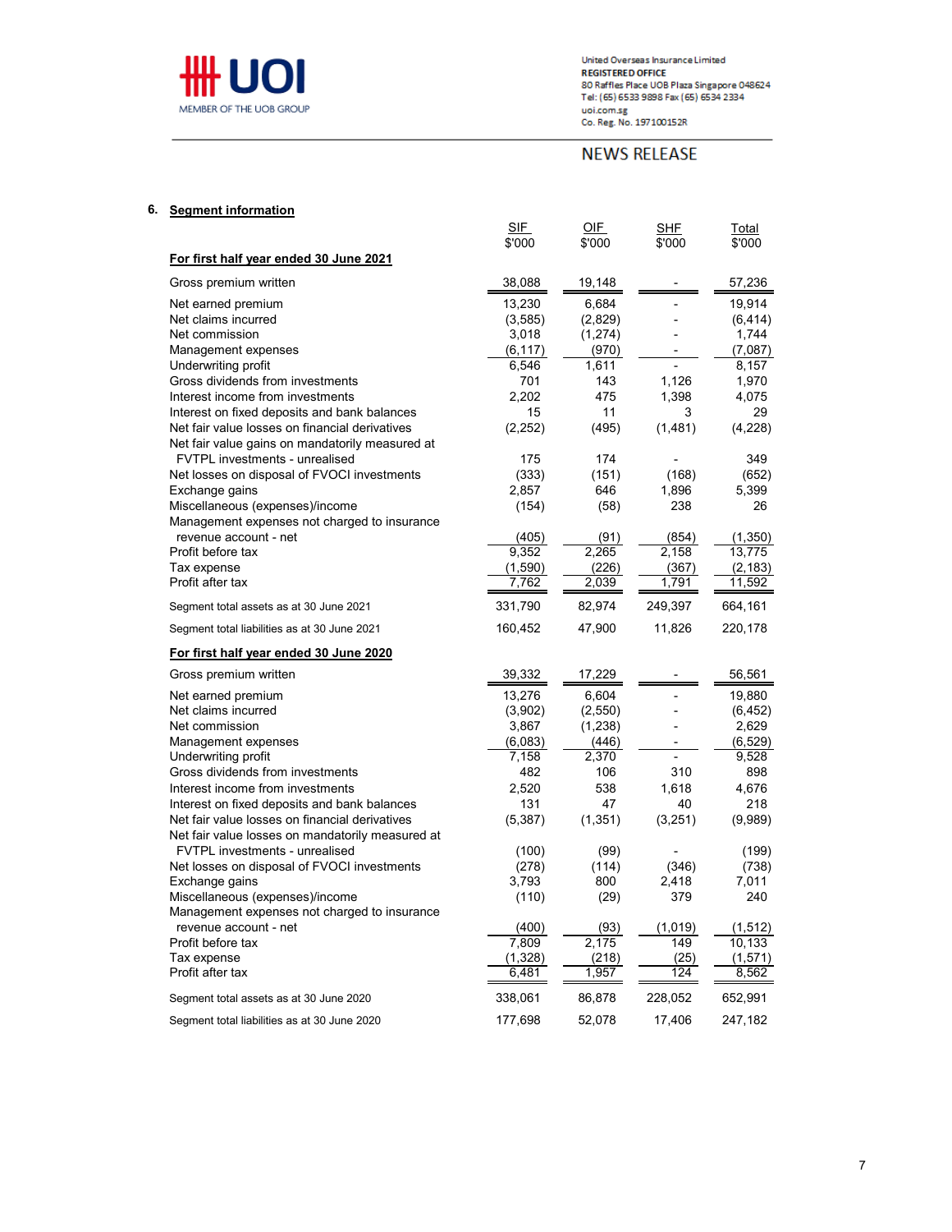United Overseas Insurance Limited
**REGISTERED OFFICE**
80 Raffles Place UOB Plaza Singapore 048624
Tel: (65) 6533 9898 Fax (65) 6534 2334
uoi.com.sg
Co. Reg. No. 197100152R

NEWS RELEASE

## 6. Segment information

| | SIF $'000 | OIF $'000 | SHF $'000 | Total $'000 |
|---|---|---|---|---|
| **For first half year ended 30 June 2021** | | | | |
| Gross premium written | 38,088 | 19,148 | - | 57,236 |
| Net earned premium | 13,230 | 6,684 | - | 19,914 |
| Net claims incurred | (3,585) | (2,829) | - | (6,414) |
| Net commission | 3,018 | (1,274) | - | 1,744 |
| Management expenses | (6,117) | (970) | - | (7,087) |
| Underwriting profit | 6,546 | 1,611 | - | 8,157 |
| Gross dividends from investments | 701 | 143 | 1,126 | 1,970 |
| Interest income from investments | 2,202 | 475 | 1,398 | 4,075 |
| Interest on fixed deposits and bank balances | 15 | 11 | 3 | 29 |
| Net fair value losses on financial derivatives | (2,252) | (495) | (1,481) | (4,228) |
| Net fair value gains on mandatorily measured at FVTPL investments - unrealised | 175 | 174 | - | 349 |
| Net losses on disposal of FVOCI investments | (333) | (151) | (168) | (652) |
| Exchange gains | 2,857 | 646 | 1,896 | 5,399 |
| Miscellaneous (expenses)/income | (154) | (58) | 238 | 26 |
| Management expenses not charged to insurance revenue account - net | (405) | (91) | (854) | (1,350) |
| Profit before tax | 9,352 | 2,265 | 2,158 | 13,775 |
| Tax expense | (1,590) | (226) | (367) | (2,183) |
| Profit after tax | 7,762 | 2,039 | 1,791 | 11,592 |
| Segment total assets as at 30 June 2021 | 331,790 | 82,974 | 249,397 | 664,161 |
| Segment total liabilities as at 30 June 2021 | 160,452 | 47,900 | 11,826 | 220,178 |
| **For first half year ended 30 June 2020** | | | | |
| Gross premium written | 39,332 | 17,229 | - | 56,561 |
| Net earned premium | 13,276 | 6,604 | - | 19,880 |
| Net claims incurred | (3,902) | (2,550) | - | (6,452) |
| Net commission | 3,867 | (1,238) | - | 2,629 |
| Management expenses | (6,083) | (446) | - | (6,529) |
| Underwriting profit | 7,158 | 2,370 | - | 9,528 |
| Gross dividends from investments | 482 | 106 | 310 | 898 |
| Interest income from investments | 2,520 | 538 | 1,618 | 4,676 |
| Interest on fixed deposits and bank balances | 131 | 47 | 40 | 218 |
| Net fair value losses on financial derivatives | (5,387) | (1,351) | (3,251) | (9,989) |
| Net fair value losses on mandatorily measured at FVTPL investments - unrealised | (100) | (99) | - | (199) |
| Net losses on disposal of FVOCI investments | (278) | (114) | (346) | (738) |
| Exchange gains | 3,793 | 800 | 2,418 | 7,011 |
| Miscellaneous (expenses)/income | (110) | (29) | 379 | 240 |
| Management expenses not charged to insurance revenue account - net | (400) | (93) | (1,019) | (1,512) |
| Profit before tax | 7,809 | 2,175 | 149 | 10,133 |
| Tax expense | (1,328) | (218) | (25) | (1,571) |
| Profit after tax | 6,481 | 1,957 | 124 | 8,562 |
| Segment total assets as at 30 June 2020 | 338,061 | 86,878 | 228,052 | 652,991 |
| Segment total liabilities as at 30 June 2020 | 177,698 | 52,078 | 17,406 | 247,182 |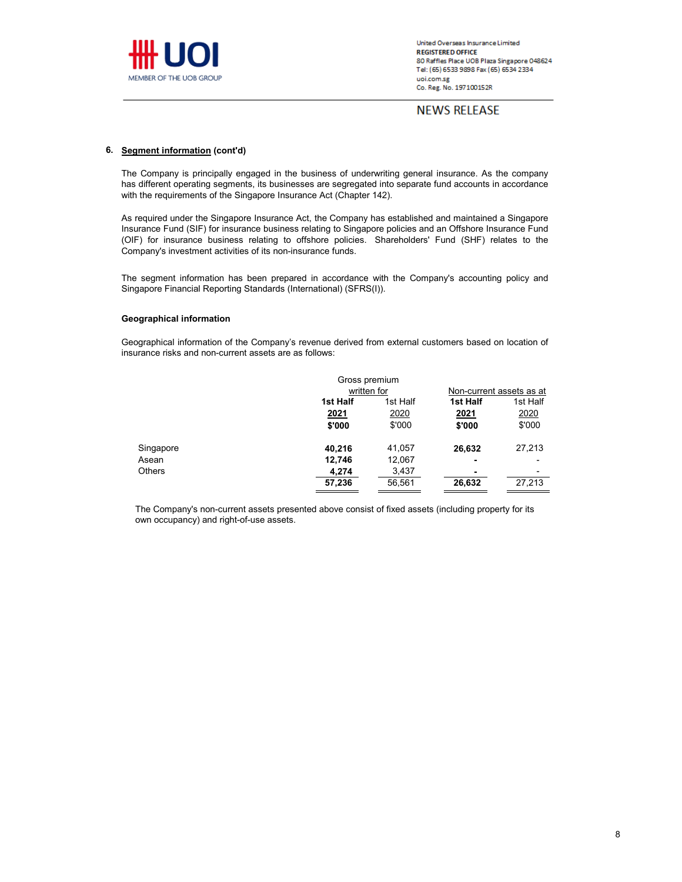## 6. Segment information (cont'd)

The Company is principally engaged in the business of underwriting general insurance. As the company has different operating segments, its businesses are segregated into separate fund accounts in accordance with the requirements of the Singapore Insurance Act (Chapter 142).

As required under the Singapore Insurance Act, the Company has established and maintained a Singapore Insurance Fund (SIF) for insurance business relating to Singapore policies and an Offshore Insurance Fund (OIF) for insurance business relating to offshore policies. Shareholders' Fund (SHF) relates to the Company's investment activities of its non-insurance funds.

The segment information has been prepared in accordance with the Company's accounting policy and Singapore Financial Reporting Standards (International) (SFRS(I)).

### Geographical information

Geographical information of the Company's revenue derived from external customers based on location of insurance risks and non-current assets are as follows:

| | Gross premium written for | | Non-current assets as at | |
|---|---|---|---|---|
| | **1st Half 2021** | 1st Half 2020 | **1st Half 2021** | 1st Half 2020 |
| | **$'000** | $'000 | **$'000** | $'000 |
| Singapore | **40,216** | 41,057 | **26,632** | 27,213 |
| Asean | **12,746** | 12,067 | **-** | - |
| Others | **4,274** | 3,437 | **-** | - |
| | **57,236** | 56,561 | **26,632** | 27,213 |

The Company's non-current assets presented above consist of fixed assets (including property for its own occupancy) and right-of-use assets.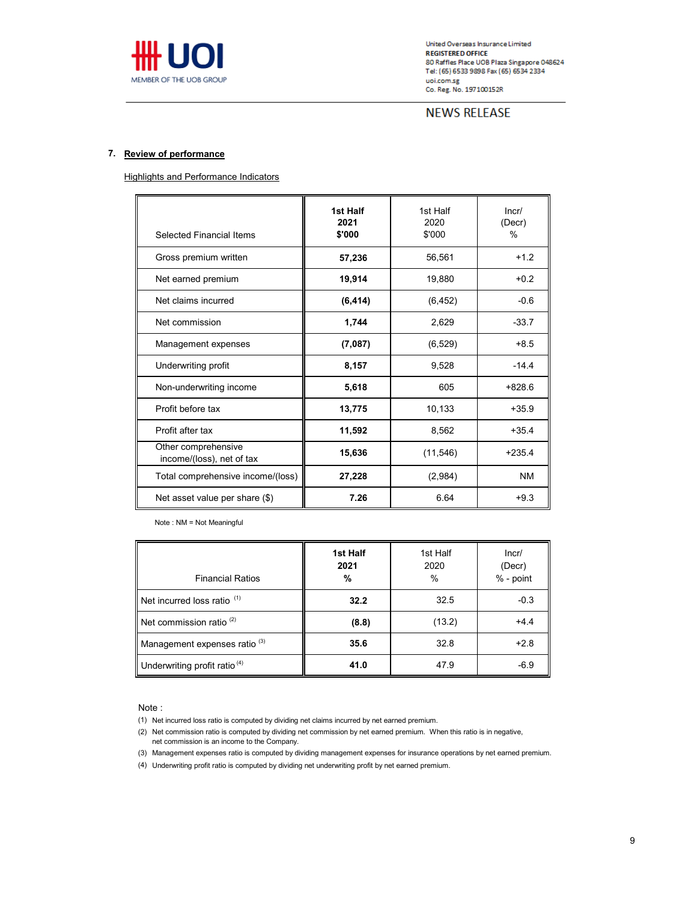United Overseas Insurance Limited
**REGISTERED OFFICE**
80 Raffles Place UOB Plaza Singapore 048624
Tel: (65) 6533 9898 Fax (65) 6534 2334
uoi.com.sg
Co. Reg. No. 197100152R

NEWS RELEASE

## 7. Review of performance

Highlights and Performance Indicators

| Selected Financial Items | 1st Half 2021 $'000 | 1st Half 2020 $'000 | Incr/ (Decr) % |
|---|---|---|---|
| Gross premium written | **57,236** | 56,561 | +1.2 |
| Net earned premium | **19,914** | 19,880 | +0.2 |
| Net claims incurred | **(6,414)** | (6,452) | -0.6 |
| Net commission | **1,744** | 2,629 | -33.7 |
| Management expenses | **(7,087)** | (6,529) | +8.5 |
| Underwriting profit | **8,157** | 9,528 | -14.4 |
| Non-underwriting income | **5,618** | 605 | +828.6 |
| Profit before tax | **13,775** | 10,133 | +35.9 |
| Profit after tax | **11,592** | 8,562 | +35.4 |
| Other comprehensive income/(loss), net of tax | **15,636** | (11,546) | +235.4 |
| Total comprehensive income/(loss) | **27,228** | (2,984) | NM |
| Net asset value per share ($) | **7.26** | 6.64 | +9.3 |

Note : NM = Not Meaningful

| Financial Ratios | 1st Half 2021 % | 1st Half 2020 % | Incr/ (Decr) % - point |
|---|---|---|---|
| Net incurred loss ratio (1) | **32.2** | 32.5 | -0.3 |
| Net commission ratio (2) | **(8.8)** | (13.2) | +4.4 |
| Management expenses ratio (3) | **35.6** | 32.8 | +2.8 |
| Underwriting profit ratio (4) | **41.0** | 47.9 | -6.9 |

Note :

(1) Net incurred loss ratio is computed by dividing net claims incurred by net earned premium.

(2) Net commission ratio is computed by dividing net commission by net earned premium. When this ratio is in negative, net commission is an income to the Company.

(3) Management expenses ratio is computed by dividing management expenses for insurance operations by net earned premium.

(4) Underwriting profit ratio is computed by dividing net underwriting profit by net earned premium.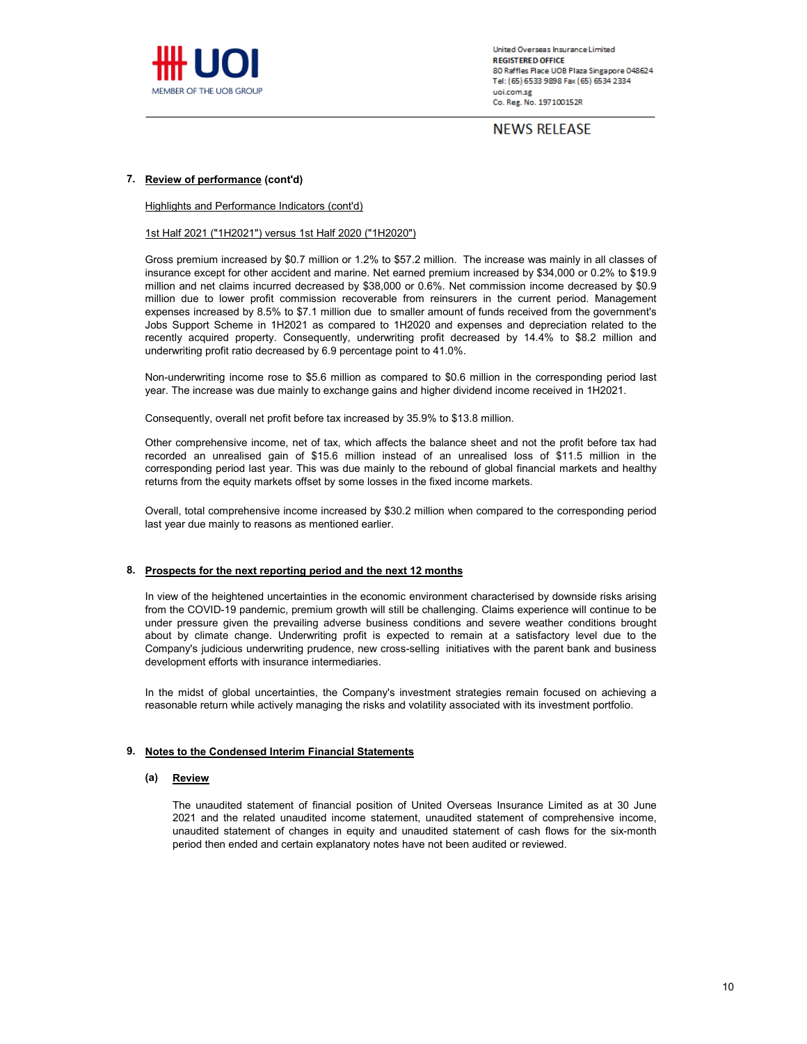**7. Review of performance (cont'd)**

Highlights and Performance Indicators (cont'd)

1st Half 2021 ("1H2021") versus 1st Half 2020 ("1H2020")

Gross premium increased by $0.7 million or 1.2% to $57.2 million. The increase was mainly in all classes of insurance except for other accident and marine. Net earned premium increased by $34,000 or 0.2% to $19.9 million and net claims incurred decreased by $38,000 or 0.6%. Net commission income decreased by $0.9 million due to lower profit commission recoverable from reinsurers in the current period. Management expenses increased by 8.5% to $7.1 million due to smaller amount of funds received from the government's Jobs Support Scheme in 1H2021 as compared to 1H2020 and expenses and depreciation related to the recently acquired property. Consequently, underwriting profit decreased by 14.4% to $8.2 million and underwriting profit ratio decreased by 6.9 percentage point to 41.0%.

Non-underwriting income rose to $5.6 million as compared to $0.6 million in the corresponding period last year. The increase was due mainly to exchange gains and higher dividend income received in 1H2021.

Consequently, overall net profit before tax increased by 35.9% to $13.8 million.

Other comprehensive income, net of tax, which affects the balance sheet and not the profit before tax had recorded an unrealised gain of $15.6 million instead of an unrealised loss of $11.5 million in the corresponding period last year. This was due mainly to the rebound of global financial markets and healthy returns from the equity markets offset by some losses in the fixed income markets.

Overall, total comprehensive income increased by $30.2 million when compared to the corresponding period last year due mainly to reasons as mentioned earlier.

**8. Prospects for the next reporting period and the next 12 months**

In view of the heightened uncertainties in the economic environment characterised by downside risks arising from the COVID-19 pandemic, premium growth will still be challenging. Claims experience will continue to be under pressure given the prevailing adverse business conditions and severe weather conditions brought about by climate change. Underwriting profit is expected to remain at a satisfactory level due to the Company's judicious underwriting prudence, new cross-selling initiatives with the parent bank and business development efforts with insurance intermediaries.

In the midst of global uncertainties, the Company's investment strategies remain focused on achieving a reasonable return while actively managing the risks and volatility associated with its investment portfolio.

**9. Notes to the Condensed Interim Financial Statements**

**(a) Review**

The unaudited statement of financial position of United Overseas Insurance Limited as at 30 June 2021 and the related unaudited income statement, unaudited statement of comprehensive income, unaudited statement of changes in equity and unaudited statement of cash flows for the six-month period then ended and certain explanatory notes have not been audited or reviewed.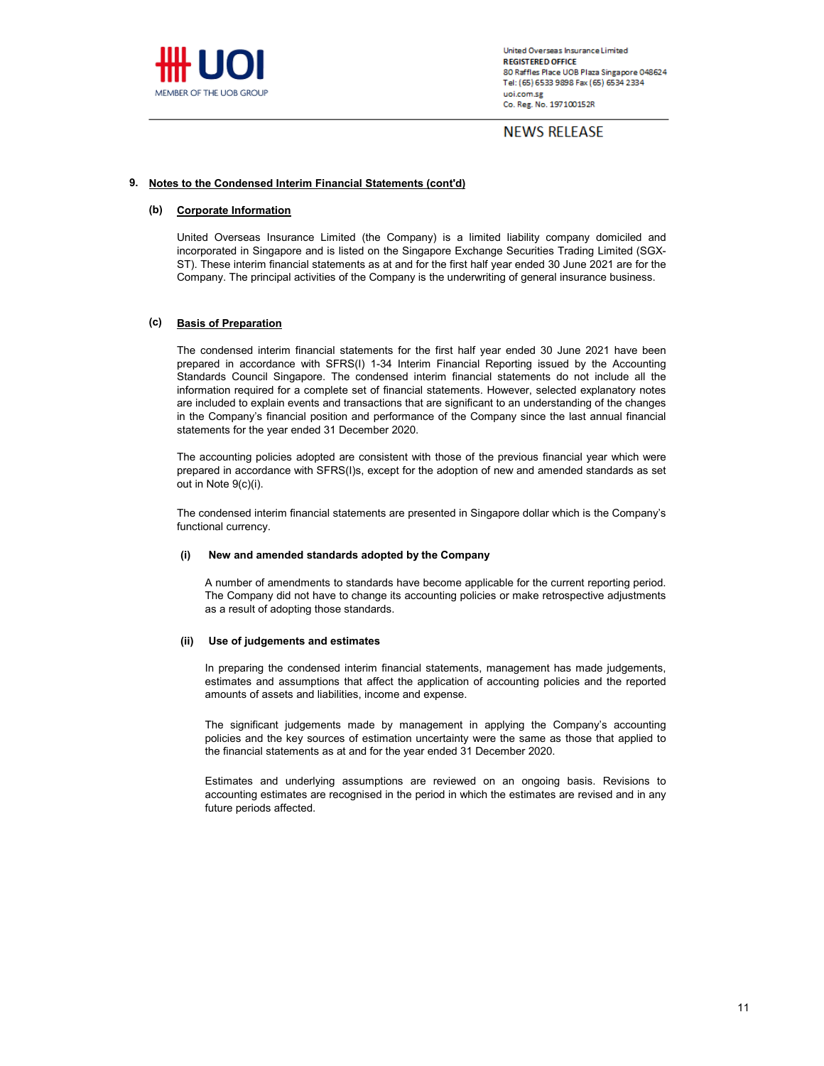## 9. Notes to the Condensed Interim Financial Statements (cont'd)

### (b) Corporate Information

United Overseas Insurance Limited (the Company) is a limited liability company domiciled and incorporated in Singapore and is listed on the Singapore Exchange Securities Trading Limited (SGX-ST). These interim financial statements as at and for the first half year ended 30 June 2021 are for the Company. The principal activities of the Company is the underwriting of general insurance business.

### (c) Basis of Preparation

The condensed interim financial statements for the first half year ended 30 June 2021 have been prepared in accordance with SFRS(I) 1-34 Interim Financial Reporting issued by the Accounting Standards Council Singapore. The condensed interim financial statements do not include all the information required for a complete set of financial statements. However, selected explanatory notes are included to explain events and transactions that are significant to an understanding of the changes in the Company's financial position and performance of the Company since the last annual financial statements for the year ended 31 December 2020.

The accounting policies adopted are consistent with those of the previous financial year which were prepared in accordance with SFRS(I)s, except for the adoption of new and amended standards as set out in Note 9(c)(i).

The condensed interim financial statements are presented in Singapore dollar which is the Company's functional currency.

#### (i) New and amended standards adopted by the Company

A number of amendments to standards have become applicable for the current reporting period. The Company did not have to change its accounting policies or make retrospective adjustments as a result of adopting those standards.

#### (ii) Use of judgements and estimates

In preparing the condensed interim financial statements, management has made judgements, estimates and assumptions that affect the application of accounting policies and the reported amounts of assets and liabilities, income and expense.

The significant judgements made by management in applying the Company's accounting policies and the key sources of estimation uncertainty were the same as those that applied to the financial statements as at and for the year ended 31 December 2020.

Estimates and underlying assumptions are reviewed on an ongoing basis. Revisions to accounting estimates are recognised in the period in which the estimates are revised and in any future periods affected.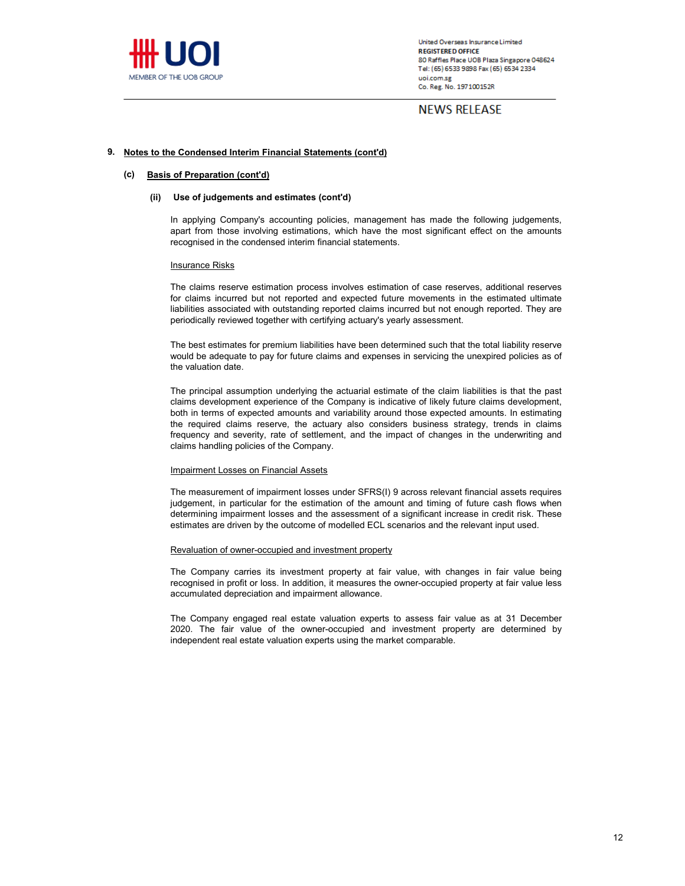**9. Notes to the Condensed Interim Financial Statements (cont'd)**

**(c) Basis of Preparation (cont'd)**

**(ii) Use of judgements and estimates (cont'd)**

In applying Company's accounting policies, management has made the following judgements, apart from those involving estimations, which have the most significant effect on the amounts recognised in the condensed interim financial statements.

Insurance Risks

The claims reserve estimation process involves estimation of case reserves, additional reserves for claims incurred but not reported and expected future movements in the estimated ultimate liabilities associated with outstanding reported claims incurred but not enough reported. They are periodically reviewed together with certifying actuary's yearly assessment.

The best estimates for premium liabilities have been determined such that the total liability reserve would be adequate to pay for future claims and expenses in servicing the unexpired policies as of the valuation date.

The principal assumption underlying the actuarial estimate of the claim liabilities is that the past claims development experience of the Company is indicative of likely future claims development, both in terms of expected amounts and variability around those expected amounts. In estimating the required claims reserve, the actuary also considers business strategy, trends in claims frequency and severity, rate of settlement, and the impact of changes in the underwriting and claims handling policies of the Company.

Impairment Losses on Financial Assets

The measurement of impairment losses under SFRS(I) 9 across relevant financial assets requires judgement, in particular for the estimation of the amount and timing of future cash flows when determining impairment losses and the assessment of a significant increase in credit risk. These estimates are driven by the outcome of modelled ECL scenarios and the relevant input used.

Revaluation of owner-occupied and investment property

The Company carries its investment property at fair value, with changes in fair value being recognised in profit or loss. In addition, it measures the owner-occupied property at fair value less accumulated depreciation and impairment allowance.

The Company engaged real estate valuation experts to assess fair value as at 31 December 2020. The fair value of the owner-occupied and investment property are determined by independent real estate valuation experts using the market comparable.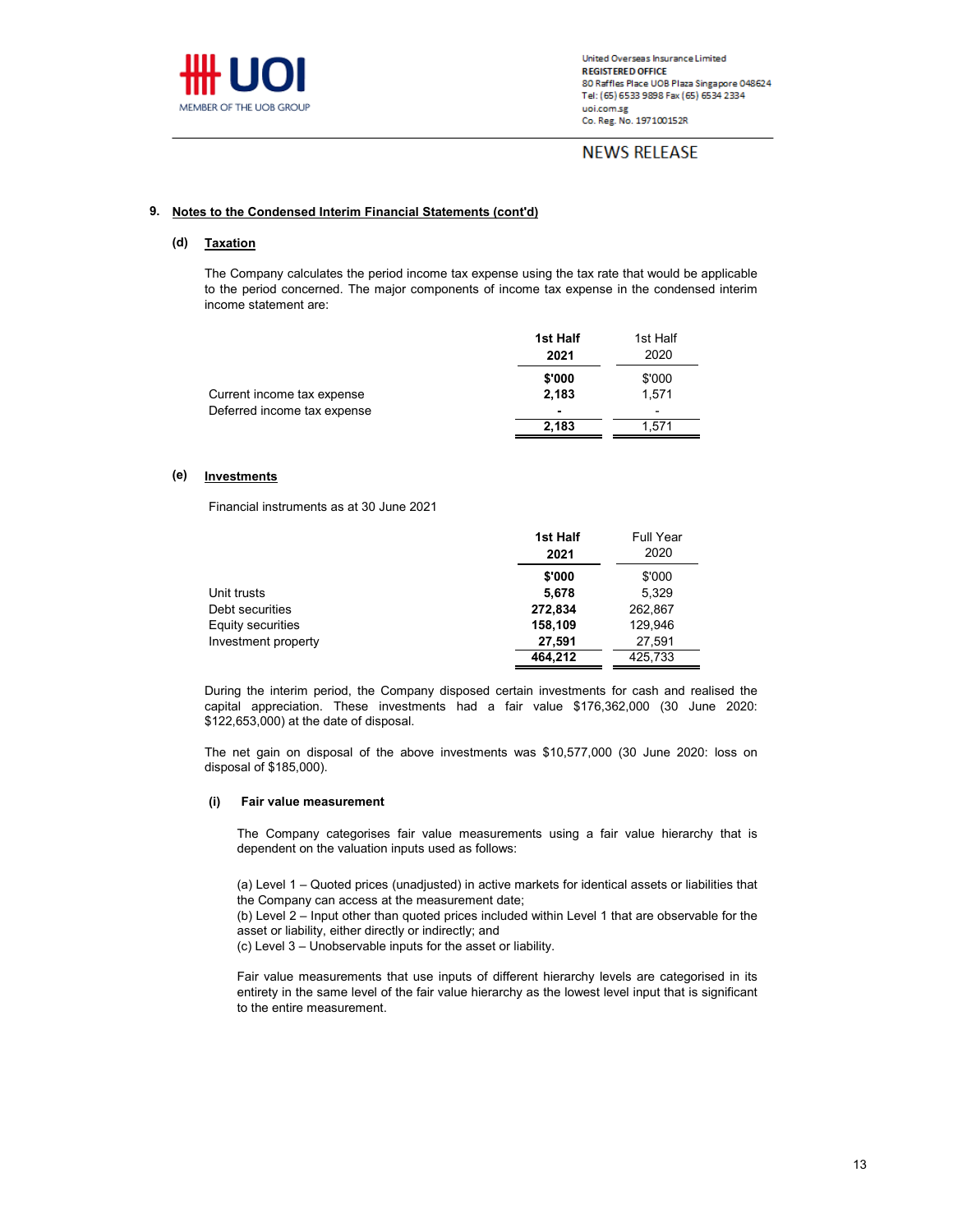United Overseas Insurance Limited
**REGISTERED OFFICE**
80 Raffles Place UOB Plaza Singapore 048624
Tel: (65) 6533 9898 Fax (65) 6534 2334
uoi.com.sg
Co. Reg. No. 197100152R

NEWS RELEASE

## 9. Notes to the Condensed Interim Financial Statements (cont'd)

### (d) Taxation

The Company calculates the period income tax expense using the tax rate that would be applicable to the period concerned. The major components of income tax expense in the condensed interim income statement are:

| | **1st Half 2021** | 1st Half 2020 |
|---|---|---|
| | **$'000** | $'000 |
| Current income tax expense | **2,183** | 1,571 |
| Deferred income tax expense | **-** | - |
| | **2,183** | 1,571 |

### (e) Investments

Financial instruments as at 30 June 2021

| | **1st Half 2021** | Full Year 2020 |
|---|---|---|
| | **$'000** | $'000 |
| Unit trusts | **5,678** | 5,329 |
| Debt securities | **272,834** | 262,867 |
| Equity securities | **158,109** | 129,946 |
| Investment property | **27,591** | 27,591 |
| | **464,212** | 425,733 |

During the interim period, the Company disposed certain investments for cash and realised the capital appreciation. These investments had a fair value $176,362,000 (30 June 2020: $122,653,000) at the date of disposal.

The net gain on disposal of the above investments was $10,577,000 (30 June 2020: loss on disposal of $185,000).

#### (i) Fair value measurement

The Company categorises fair value measurements using a fair value hierarchy that is dependent on the valuation inputs used as follows:

(a) Level 1 – Quoted prices (unadjusted) in active markets for identical assets or liabilities that the Company can access at the measurement date;
(b) Level 2 – Input other than quoted prices included within Level 1 that are observable for the asset or liability, either directly or indirectly; and
(c) Level 3 – Unobservable inputs for the asset or liability.

Fair value measurements that use inputs of different hierarchy levels are categorised in its entirety in the same level of the fair value hierarchy as the lowest level input that is significant to the entire measurement.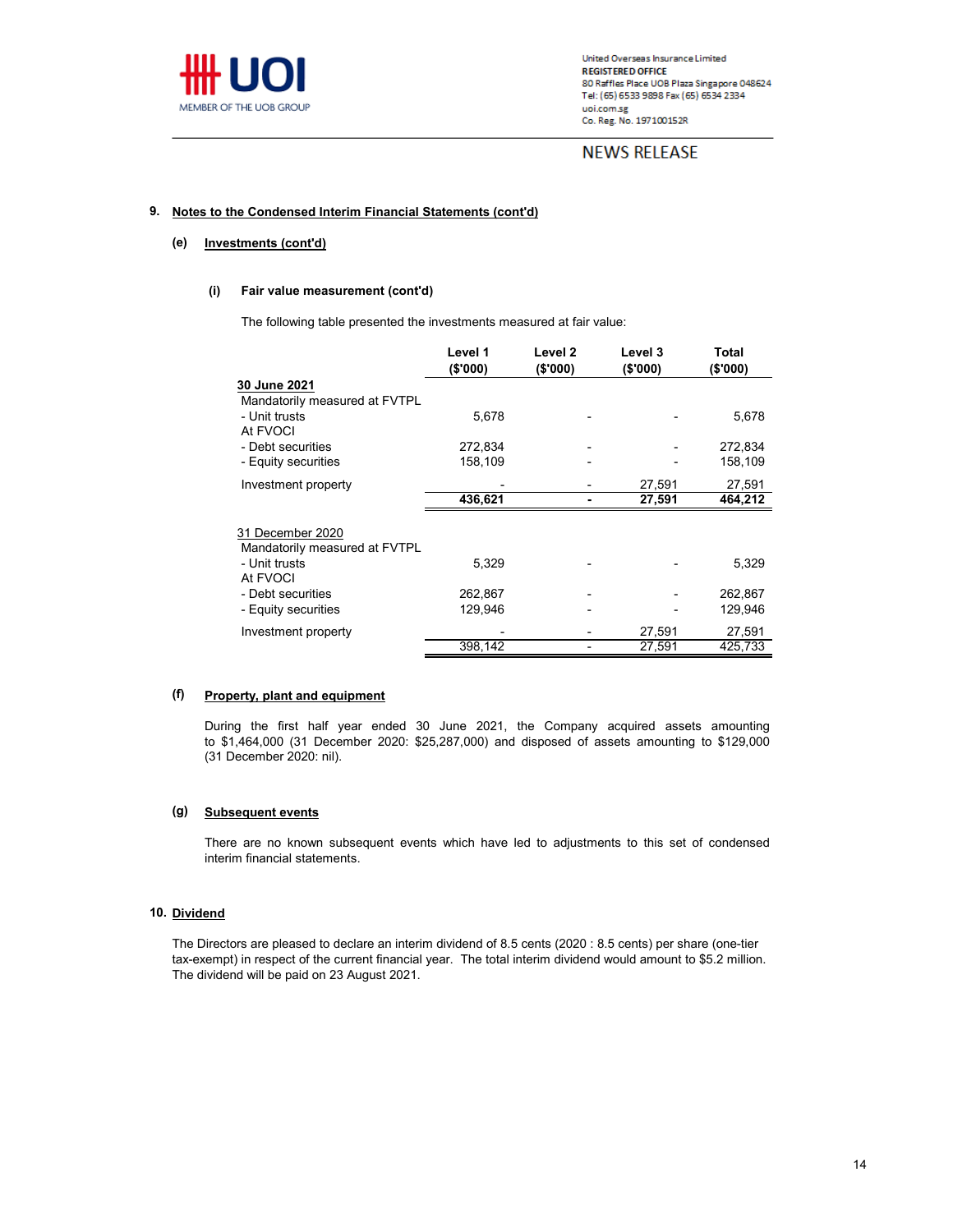## 9. Notes to the Condensed Interim Financial Statements (cont'd)

### (e) Investments (cont'd)

#### (i) Fair value measurement (cont'd)

The following table presented the investments measured at fair value:

| | Level 1 ($'000) | Level 2 ($'000) | Level 3 ($'000) | Total ($'000) |
|---|---|---|---|---|
| **30 June 2021** | | | | |
| Mandatorily measured at FVTPL | | | | |
| - Unit trusts | 5,678 | - | - | 5,678 |
| At FVOCI | | | | |
| - Debt securities | 272,834 | - | - | 272,834 |
| - Equity securities | 158,109 | - | - | 158,109 |
| Investment property | - | - | 27,591 | 27,591 |
| | **436,621** | **-** | **27,591** | **464,212** |
| 31 December 2020 | | | | |
| Mandatorily measured at FVTPL | | | | |
| - Unit trusts | 5,329 | - | - | 5,329 |
| At FVOCI | | | | |
| - Debt securities | 262,867 | - | - | 262,867 |
| - Equity securities | 129,946 | - | - | 129,946 |
| Investment property | - | - | 27,591 | 27,591 |
| | 398,142 | - | 27,591 | 425,733 |

### (f) Property, plant and equipment

During the first half year ended 30 June 2021, the Company acquired assets amounting to $1,464,000 (31 December 2020: $25,287,000) and disposed of assets amounting to $129,000 (31 December 2020: nil).

### (g) Subsequent events

There are no known subsequent events which have led to adjustments to this set of condensed interim financial statements.

## 10. Dividend

The Directors are pleased to declare an interim dividend of 8.5 cents (2020 : 8.5 cents) per share (one-tier tax-exempt) in respect of the current financial year. The total interim dividend would amount to $5.2 million. The dividend will be paid on 23 August 2021.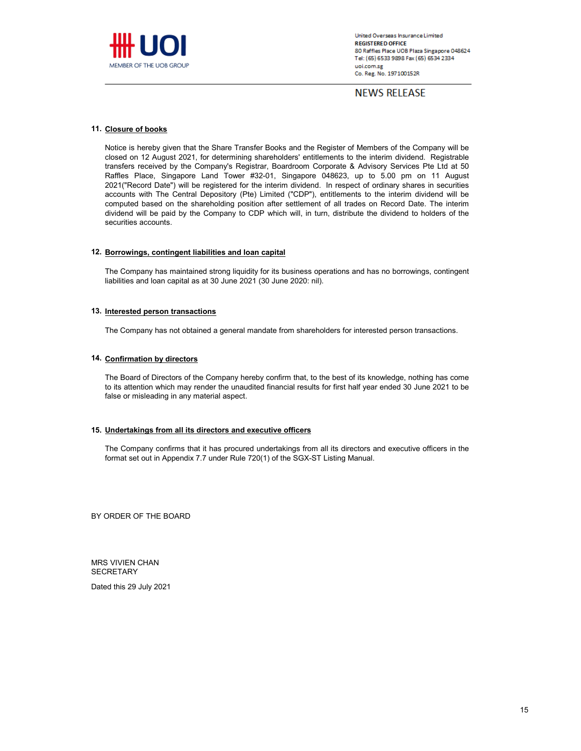## 11. Closure of books

Notice is hereby given that the Share Transfer Books and the Register of Members of the Company will be closed on 12 August 2021, for determining shareholders' entitlements to the interim dividend. Registrable transfers received by the Company's Registrar, Boardroom Corporate & Advisory Services Pte Ltd at 50 Raffles Place, Singapore Land Tower #32-01, Singapore 048623, up to 5.00 pm on 11 August 2021("Record Date") will be registered for the interim dividend. In respect of ordinary shares in securities accounts with The Central Depository (Pte) Limited ("CDP"), entitlements to the interim dividend will be computed based on the shareholding position after settlement of all trades on Record Date. The interim dividend will be paid by the Company to CDP which will, in turn, distribute the dividend to holders of the securities accounts.

## 12. Borrowings, contingent liabilities and loan capital

The Company has maintained strong liquidity for its business operations and has no borrowings, contingent liabilities and loan capital as at 30 June 2021 (30 June 2020: nil).

## 13. Interested person transactions

The Company has not obtained a general mandate from shareholders for interested person transactions.

## 14. Confirmation by directors

The Board of Directors of the Company hereby confirm that, to the best of its knowledge, nothing has come to its attention which may render the unaudited financial results for first half year ended 30 June 2021 to be false or misleading in any material aspect.

## 15. Undertakings from all its directors and executive officers

The Company confirms that it has procured undertakings from all its directors and executive officers in the format set out in Appendix 7.7 under Rule 720(1) of the SGX-ST Listing Manual.

BY ORDER OF THE BOARD

MRS VIVIEN CHAN
SECRETARY

Dated this 29 July 2021